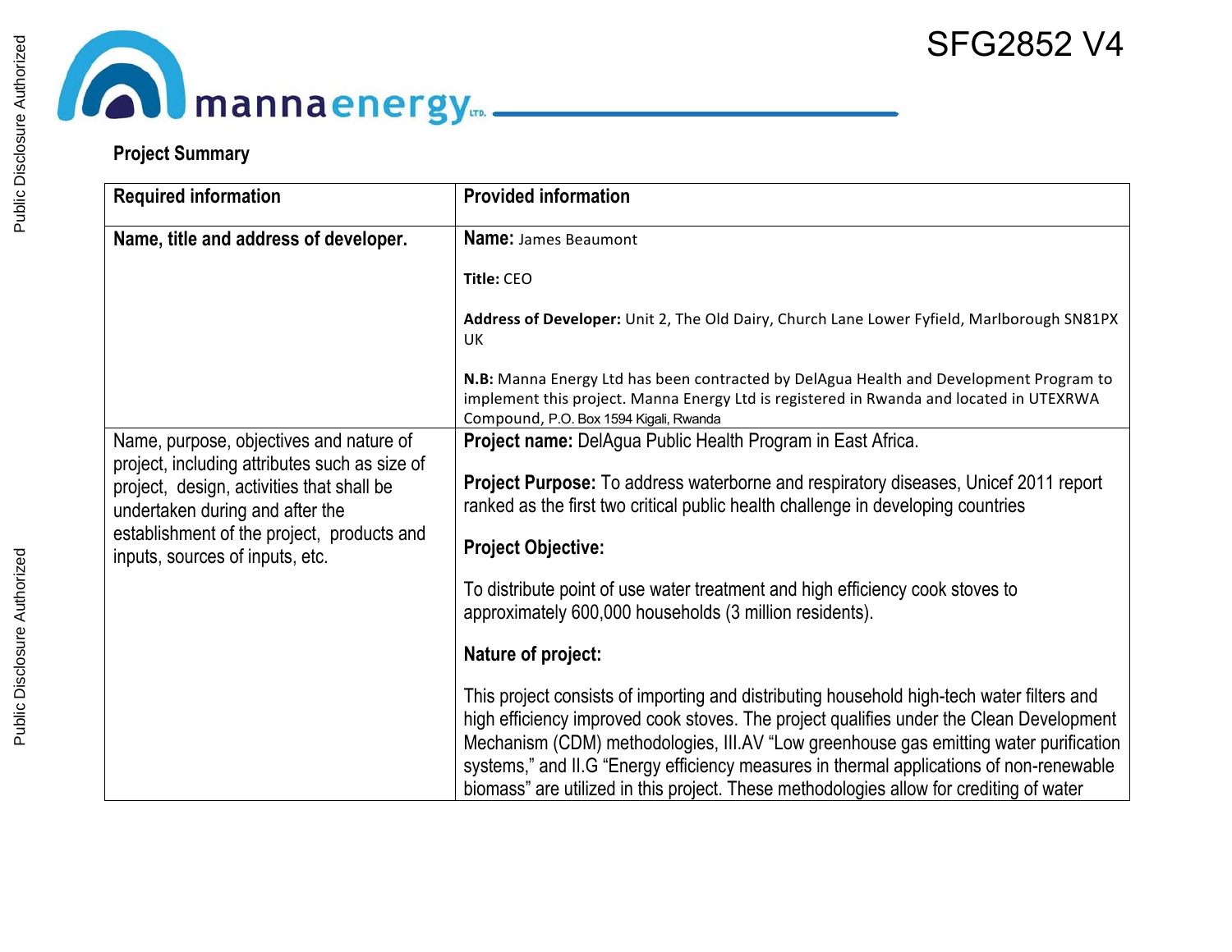SFG2852 V4

**Project Summary**

| Required information | Provided information |
|---|---|
| **Name, title and address of developer.** | **Name:** James Beaumont<br><br>**Title:** CEO<br><br>**Address of Developer:** Unit 2, The Old Dairy, Church Lane Lower Fyfield, Marlborough SN81PX UK<br><br>**N.B:** Manna Energy Ltd has been contracted by DelAgua Health and Development Program to implement this project. Manna Energy Ltd is registered in Rwanda and located in UTEXRWA Compound, P.O. Box 1594 Kigali, Rwanda |
| Name, purpose, objectives and nature of project, including attributes such as size of project, design, activities that shall be undertaken during and after the establishment of the project, products and inputs, sources of inputs, etc. | **Project name:** DelAgua Public Health Program in East Africa.<br><br>**Project Purpose:** To address waterborne and respiratory diseases, Unicef 2011 report ranked as the first two critical public health challenge in developing countries<br><br>**Project Objective:**<br><br>To distribute point of use water treatment and high efficiency cook stoves to approximately 600,000 households (3 million residents).<br><br>**Nature of project:**<br><br>This project consists of importing and distributing household high-tech water filters and high efficiency improved cook stoves. The project qualifies under the Clean Development Mechanism (CDM) methodologies, III.AV "Low greenhouse gas emitting water purification systems," and II.G "Energy efficiency measures in thermal applications of non-renewable biomass" are utilized in this project. These methodologies allow for crediting of water |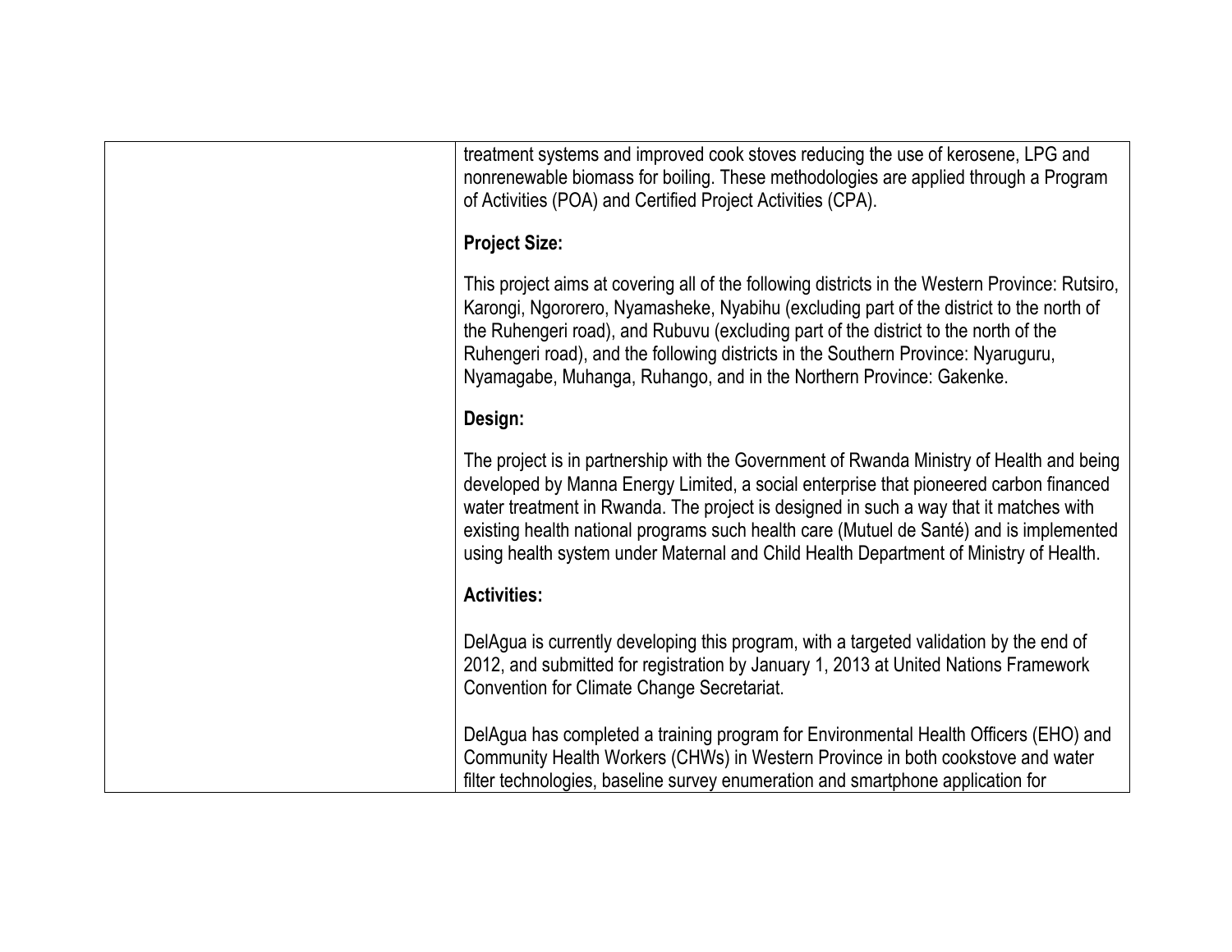| | |
|---|---|
| | treatment systems and improved cook stoves reducing the use of kerosene, LPG and nonrenewable biomass for boiling. These methodologies are applied through a Program of Activities (POA) and Certified Project Activities (CPA).<br><br>**Project Size:**<br><br>This project aims at covering all of the following districts in the Western Province: Rutsiro, Karongi, Ngororero, Nyamasheke, Nyabihu (excluding part of the district to the north of the Ruhengeri road), and Rubuvu (excluding part of the district to the north of the Ruhengeri road), and the following districts in the Southern Province: Nyaruguru, Nyamagabe, Muhanga, Ruhango, and in the Northern Province: Gakenke.<br><br>**Design:**<br><br>The project is in partnership with the Government of Rwanda Ministry of Health and being developed by Manna Energy Limited, a social enterprise that pioneered carbon financed water treatment in Rwanda. The project is designed in such a way that it matches with existing health national programs such health care (Mutuel de Santé) and is implemented using health system under Maternal and Child Health Department of Ministry of Health.<br><br>**Activities:**<br><br>DelAgua is currently developing this program, with a targeted validation by the end of 2012, and submitted for registration by January 1, 2013 at United Nations Framework Convention for Climate Change Secretariat.<br><br>DelAgua has completed a training program for Environmental Health Officers (EHO) and Community Health Workers (CHWs) in Western Province in both cookstove and water filter technologies, baseline survey enumeration and smartphone application for |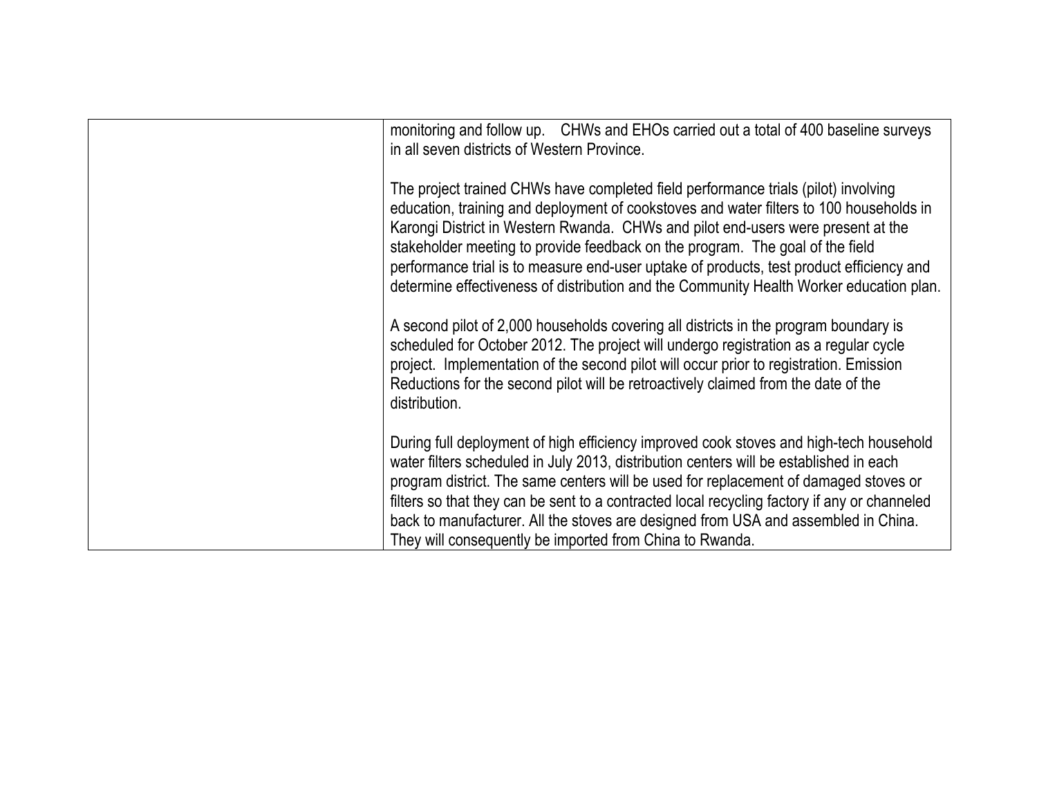| | |
|---|---|
| | monitoring and follow up. CHWs and EHOs carried out a total of 400 baseline surveys in all seven districts of Western Province.<br><br>The project trained CHWs have completed field performance trials (pilot) involving education, training and deployment of cookstoves and water filters to 100 households in Karongi District in Western Rwanda. CHWs and pilot end-users were present at the stakeholder meeting to provide feedback on the program. The goal of the field performance trial is to measure end-user uptake of products, test product efficiency and determine effectiveness of distribution and the Community Health Worker education plan.<br><br>A second pilot of 2,000 households covering all districts in the program boundary is scheduled for October 2012. The project will undergo registration as a regular cycle project. Implementation of the second pilot will occur prior to registration. Emission Reductions for the second pilot will be retroactively claimed from the date of the distribution.<br><br>During full deployment of high efficiency improved cook stoves and high-tech household water filters scheduled in July 2013, distribution centers will be established in each program district. The same centers will be used for replacement of damaged stoves or filters so that they can be sent to a contracted local recycling factory if any or channeled back to manufacturer. All the stoves are designed from USA and assembled in China. They will consequently be imported from China to Rwanda. |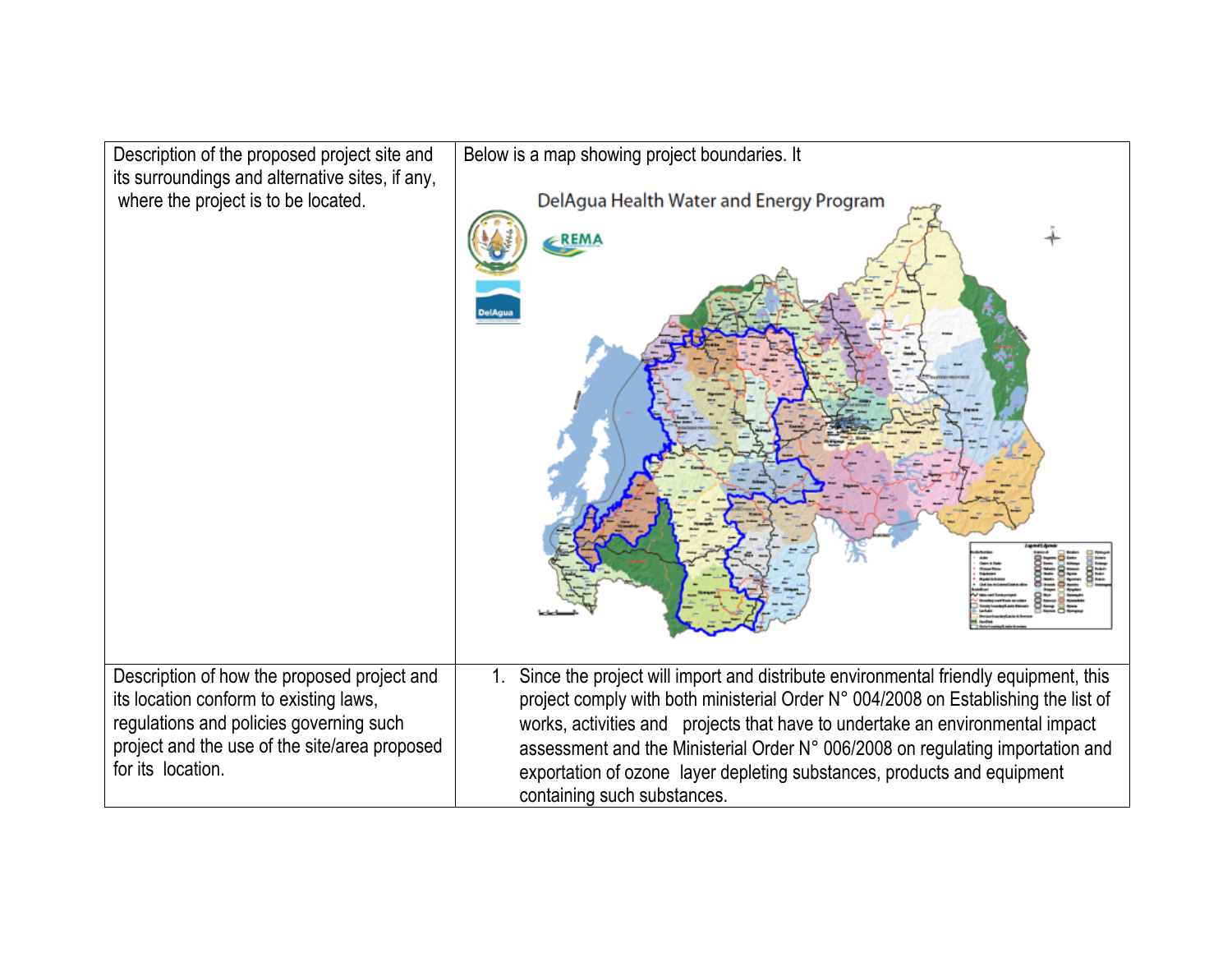| Description of the proposed project site and its surroundings and alternative sites, if any, where the project is to be located. | Below is a map showing project boundaries. It |
|---|---|
| Description of how the proposed project and its location conform to existing laws, regulations and policies governing such project and the use of the site/area proposed for its location. | 1. Since the project will import and distribute environmental friendly equipment, this project comply with both ministerial Order N° 004/2008 on Establishing the list of works, activities and projects that have to undertake an environmental impact assessment and the Ministerial Order N° 006/2008 on regulating importation and exportation of ozone layer depleting substances, products and equipment containing such substances. |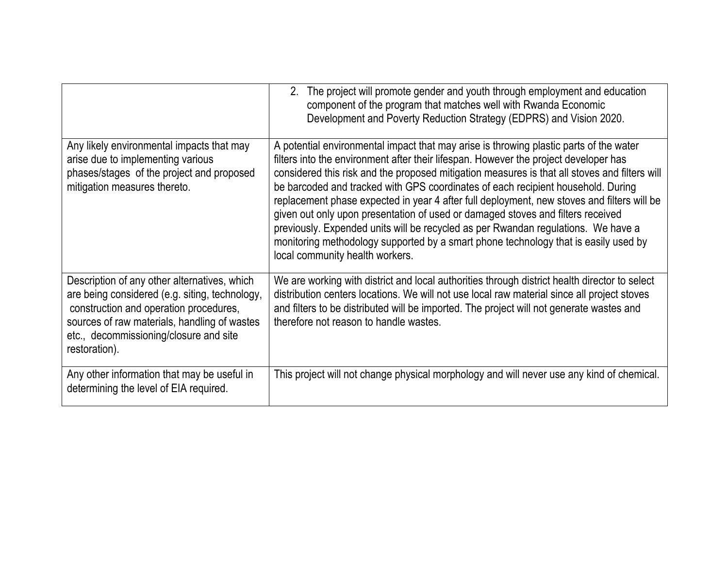| | |
|---|---|
| | 2. The project will promote gender and youth through employment and education component of the program that matches well with Rwanda Economic Development and Poverty Reduction Strategy (EDPRS) and Vision 2020. |
| Any likely environmental impacts that may arise due to implementing various phases/stages of the project and proposed mitigation measures thereto. | A potential environmental impact that may arise is throwing plastic parts of the water filters into the environment after their lifespan. However the project developer has considered this risk and the proposed mitigation measures is that all stoves and filters will be barcoded and tracked with GPS coordinates of each recipient household. During replacement phase expected in year 4 after full deployment, new stoves and filters will be given out only upon presentation of used or damaged stoves and filters received previously. Expended units will be recycled as per Rwandan regulations. We have a monitoring methodology supported by a smart phone technology that is easily used by local community health workers. |
| Description of any other alternatives, which are being considered (e.g. siting, technology, construction and operation procedures, sources of raw materials, handling of wastes etc., decommissioning/closure and site restoration). | We are working with district and local authorities through district health director to select distribution centers locations. We will not use local raw material since all project stoves and filters to be distributed will be imported. The project will not generate wastes and therefore not reason to handle wastes. |
| Any other information that may be useful in determining the level of EIA required. | This project will not change physical morphology and will never use any kind of chemical. |